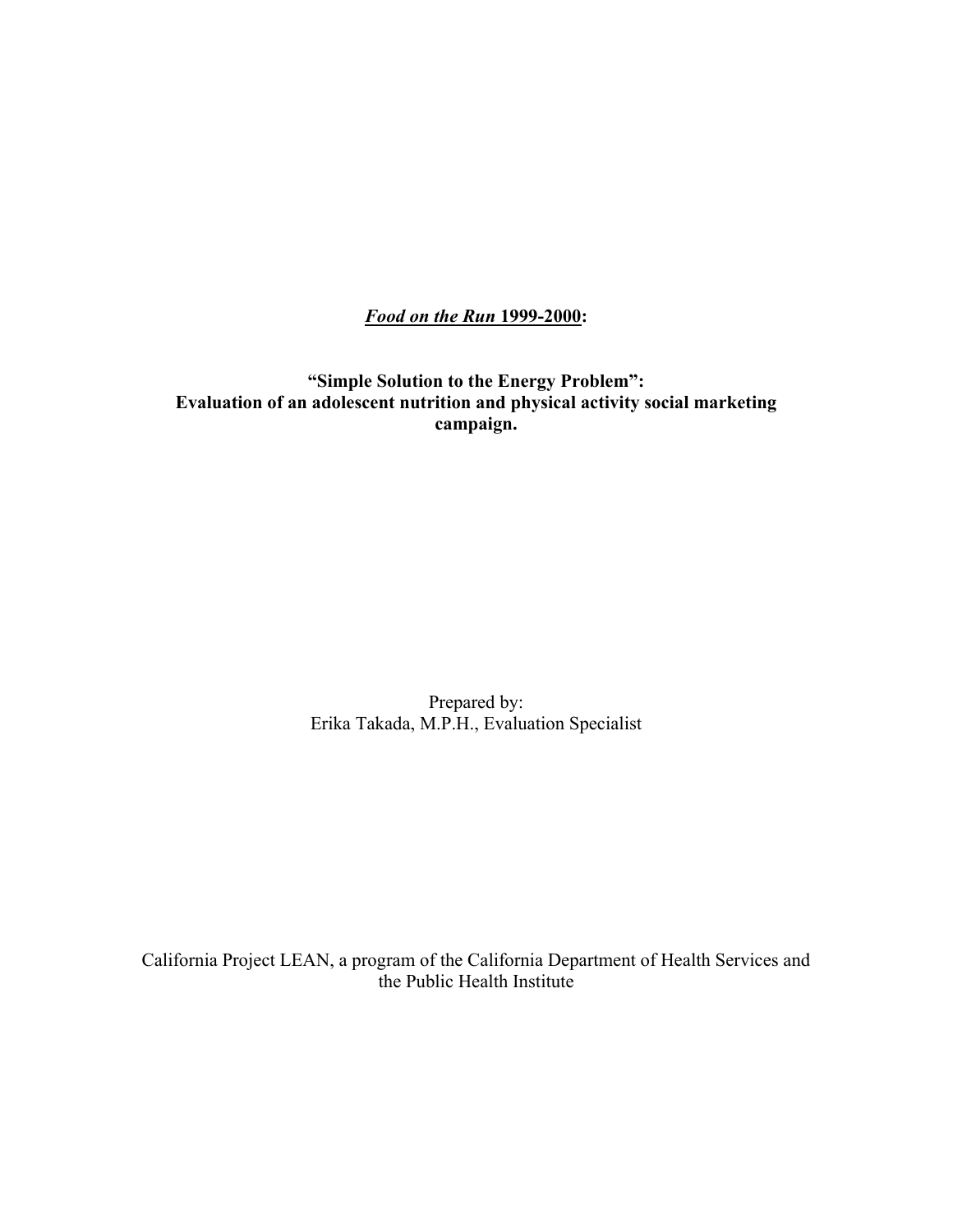# *Food on the Run* 1999-2000:

## "Simple Solution to the Energy Problem": Evaluation of an adolescent nutrition and physical activity social marketing campaign.

Prepared by:
Erika Takada, M.P.H., Evaluation Specialist

California Project LEAN, a program of the California Department of Health Services and the Public Health Institute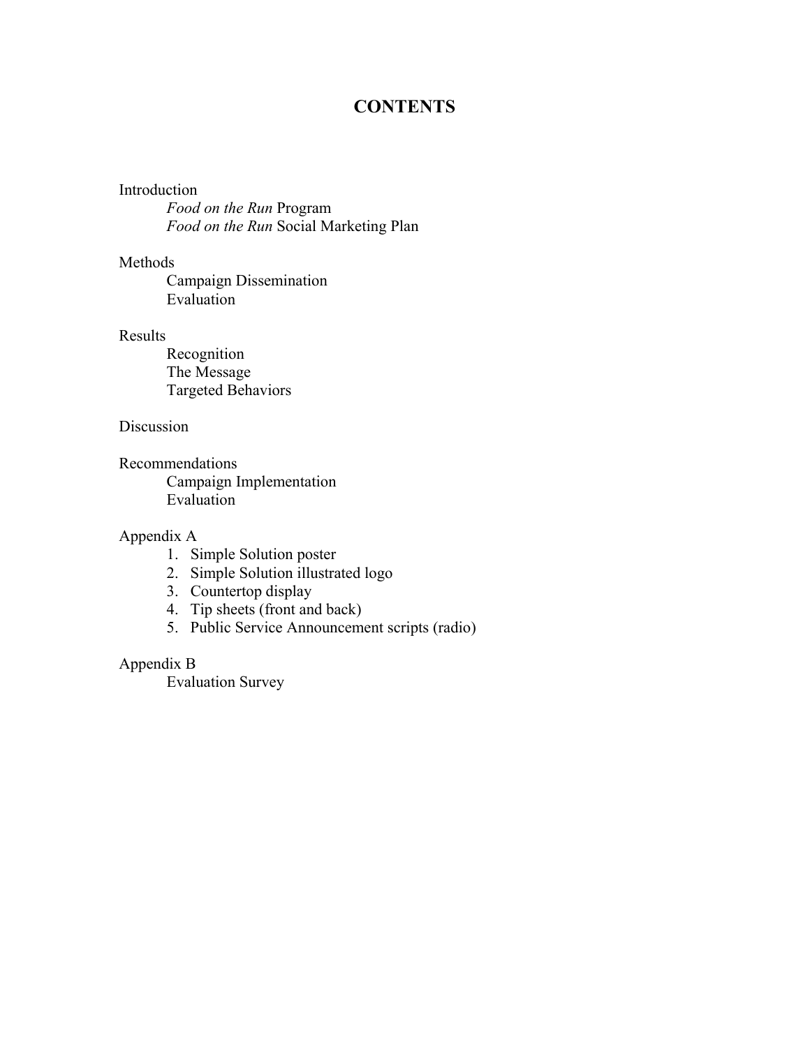# CONTENTS

Introduction
- *Food on the Run* Program
- *Food on the Run* Social Marketing Plan

Methods
- Campaign Dissemination
- Evaluation

Results
- Recognition
- The Message
- Targeted Behaviors

Discussion

Recommendations
- Campaign Implementation
- Evaluation

Appendix A
1. Simple Solution poster
2. Simple Solution illustrated logo
3. Countertop display
4. Tip sheets (front and back)
5. Public Service Announcement scripts (radio)

Appendix B
- Evaluation Survey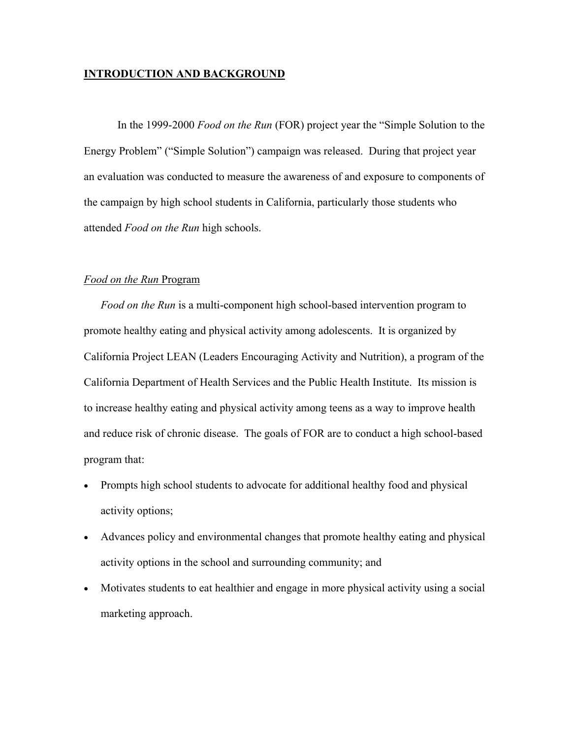## INTRODUCTION AND BACKGROUND

In the 1999-2000 *Food on the Run* (FOR) project year the "Simple Solution to the Energy Problem" ("Simple Solution") campaign was released. During that project year an evaluation was conducted to measure the awareness of and exposure to components of the campaign by high school students in California, particularly those students who attended *Food on the Run* high schools.

### *Food on the Run* Program

*Food on the Run* is a multi-component high school-based intervention program to promote healthy eating and physical activity among adolescents. It is organized by California Project LEAN (Leaders Encouraging Activity and Nutrition), a program of the California Department of Health Services and the Public Health Institute. Its mission is to increase healthy eating and physical activity among teens as a way to improve health and reduce risk of chronic disease. The goals of FOR are to conduct a high school-based program that:

- Prompts high school students to advocate for additional healthy food and physical activity options;
- Advances policy and environmental changes that promote healthy eating and physical activity options in the school and surrounding community; and
- Motivates students to eat healthier and engage in more physical activity using a social marketing approach.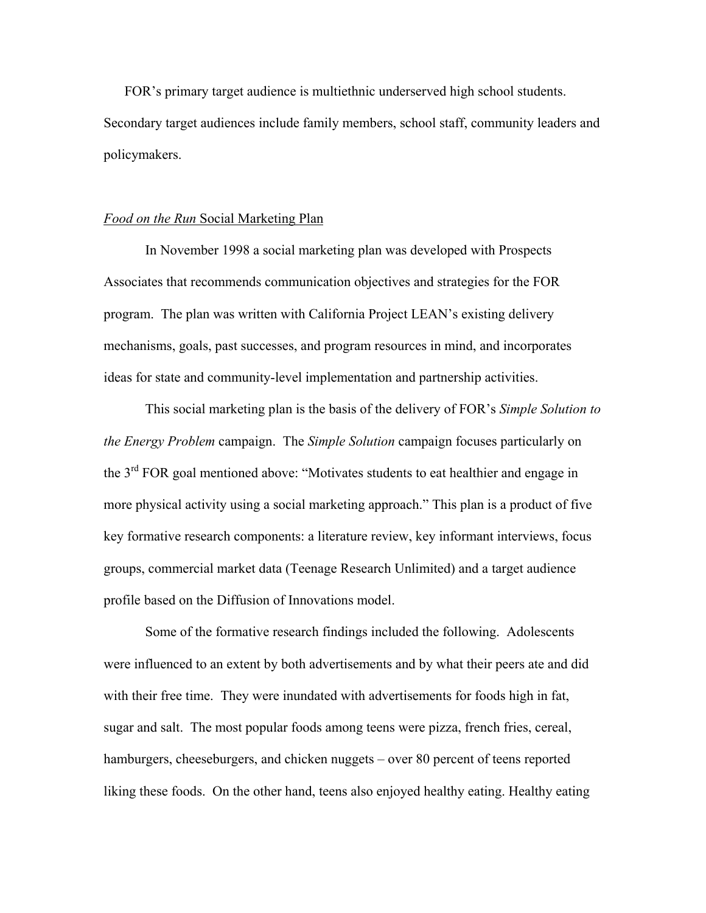FOR's primary target audience is multiethnic underserved high school students. Secondary target audiences include family members, school staff, community leaders and policymakers.

*Food on the Run* Social Marketing Plan

In November 1998 a social marketing plan was developed with Prospects Associates that recommends communication objectives and strategies for the FOR program. The plan was written with California Project LEAN's existing delivery mechanisms, goals, past successes, and program resources in mind, and incorporates ideas for state and community-level implementation and partnership activities.

This social marketing plan is the basis of the delivery of FOR's *Simple Solution to the Energy Problem* campaign. The *Simple Solution* campaign focuses particularly on the 3rd FOR goal mentioned above: "Motivates students to eat healthier and engage in more physical activity using a social marketing approach." This plan is a product of five key formative research components: a literature review, key informant interviews, focus groups, commercial market data (Teenage Research Unlimited) and a target audience profile based on the Diffusion of Innovations model.

Some of the formative research findings included the following. Adolescents were influenced to an extent by both advertisements and by what their peers ate and did with their free time. They were inundated with advertisements for foods high in fat, sugar and salt. The most popular foods among teens were pizza, french fries, cereal, hamburgers, cheeseburgers, and chicken nuggets – over 80 percent of teens reported liking these foods. On the other hand, teens also enjoyed healthy eating. Healthy eating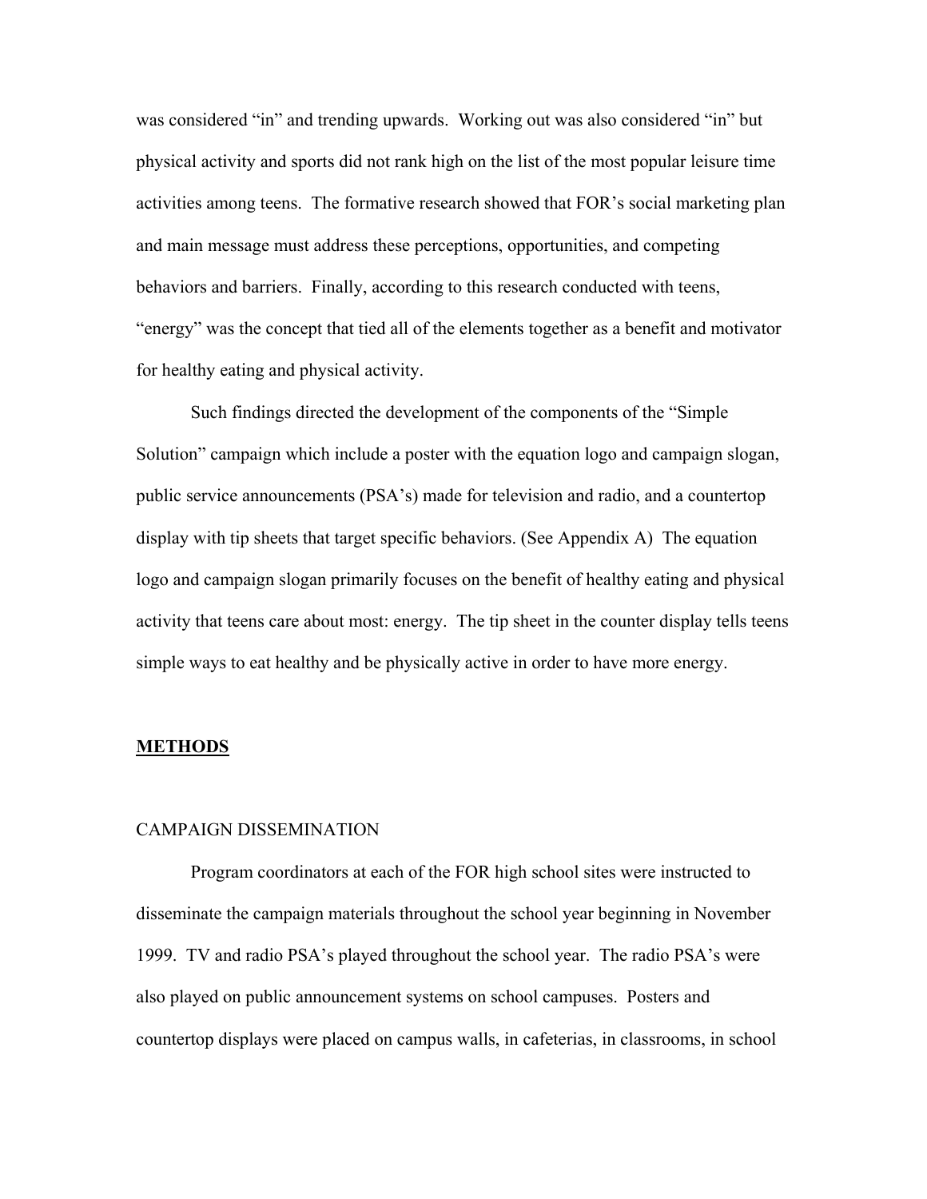was considered "in" and trending upwards. Working out was also considered "in" but physical activity and sports did not rank high on the list of the most popular leisure time activities among teens. The formative research showed that FOR's social marketing plan and main message must address these perceptions, opportunities, and competing behaviors and barriers. Finally, according to this research conducted with teens, "energy" was the concept that tied all of the elements together as a benefit and motivator for healthy eating and physical activity.

Such findings directed the development of the components of the "Simple Solution" campaign which include a poster with the equation logo and campaign slogan, public service announcements (PSA's) made for television and radio, and a countertop display with tip sheets that target specific behaviors. (See Appendix A) The equation logo and campaign slogan primarily focuses on the benefit of healthy eating and physical activity that teens care about most: energy. The tip sheet in the counter display tells teens simple ways to eat healthy and be physically active in order to have more energy.

## METHODS

### CAMPAIGN DISSEMINATION

Program coordinators at each of the FOR high school sites were instructed to disseminate the campaign materials throughout the school year beginning in November 1999. TV and radio PSA's played throughout the school year. The radio PSA's were also played on public announcement systems on school campuses. Posters and countertop displays were placed on campus walls, in cafeterias, in classrooms, in school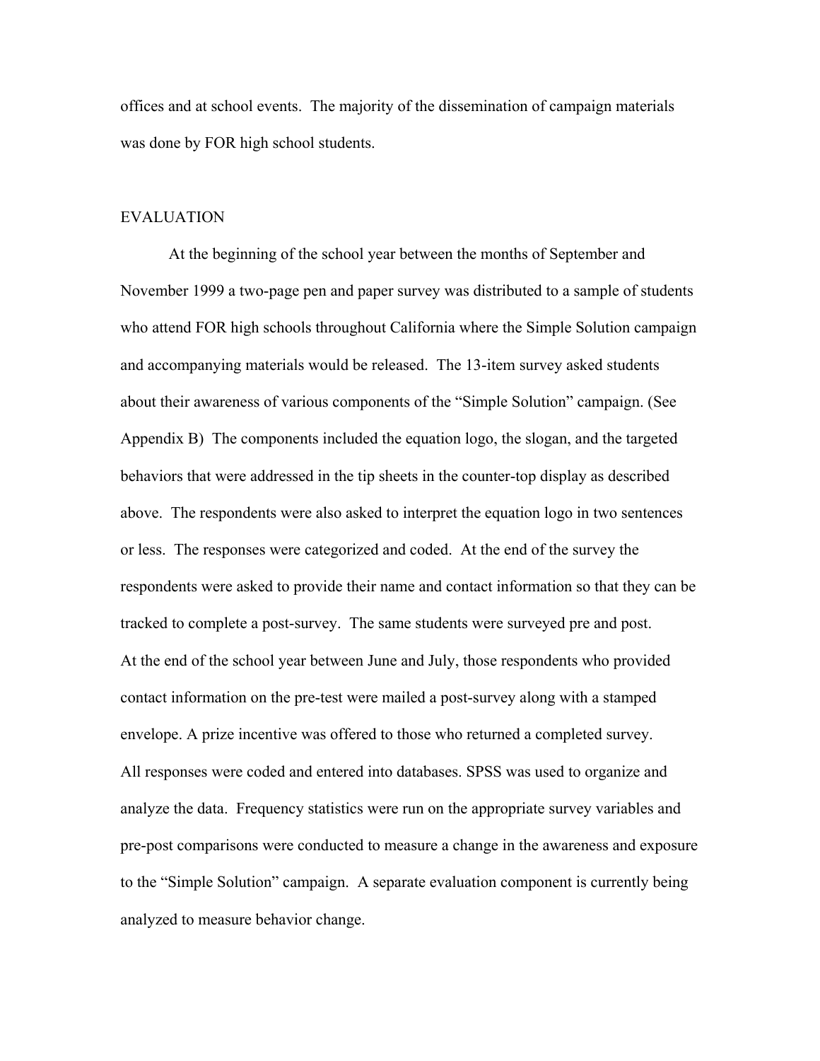offices and at school events. The majority of the dissemination of campaign materials was done by FOR high school students.

## EVALUATION

At the beginning of the school year between the months of September and November 1999 a two-page pen and paper survey was distributed to a sample of students who attend FOR high schools throughout California where the Simple Solution campaign and accompanying materials would be released. The 13-item survey asked students about their awareness of various components of the "Simple Solution" campaign. (See Appendix B) The components included the equation logo, the slogan, and the targeted behaviors that were addressed in the tip sheets in the counter-top display as described above. The respondents were also asked to interpret the equation logo in two sentences or less. The responses were categorized and coded. At the end of the survey the respondents were asked to provide their name and contact information so that they can be tracked to complete a post-survey. The same students were surveyed pre and post.

At the end of the school year between June and July, those respondents who provided contact information on the pre-test were mailed a post-survey along with a stamped envelope. A prize incentive was offered to those who returned a completed survey.

All responses were coded and entered into databases. SPSS was used to organize and analyze the data. Frequency statistics were run on the appropriate survey variables and pre-post comparisons were conducted to measure a change in the awareness and exposure to the "Simple Solution" campaign. A separate evaluation component is currently being analyzed to measure behavior change.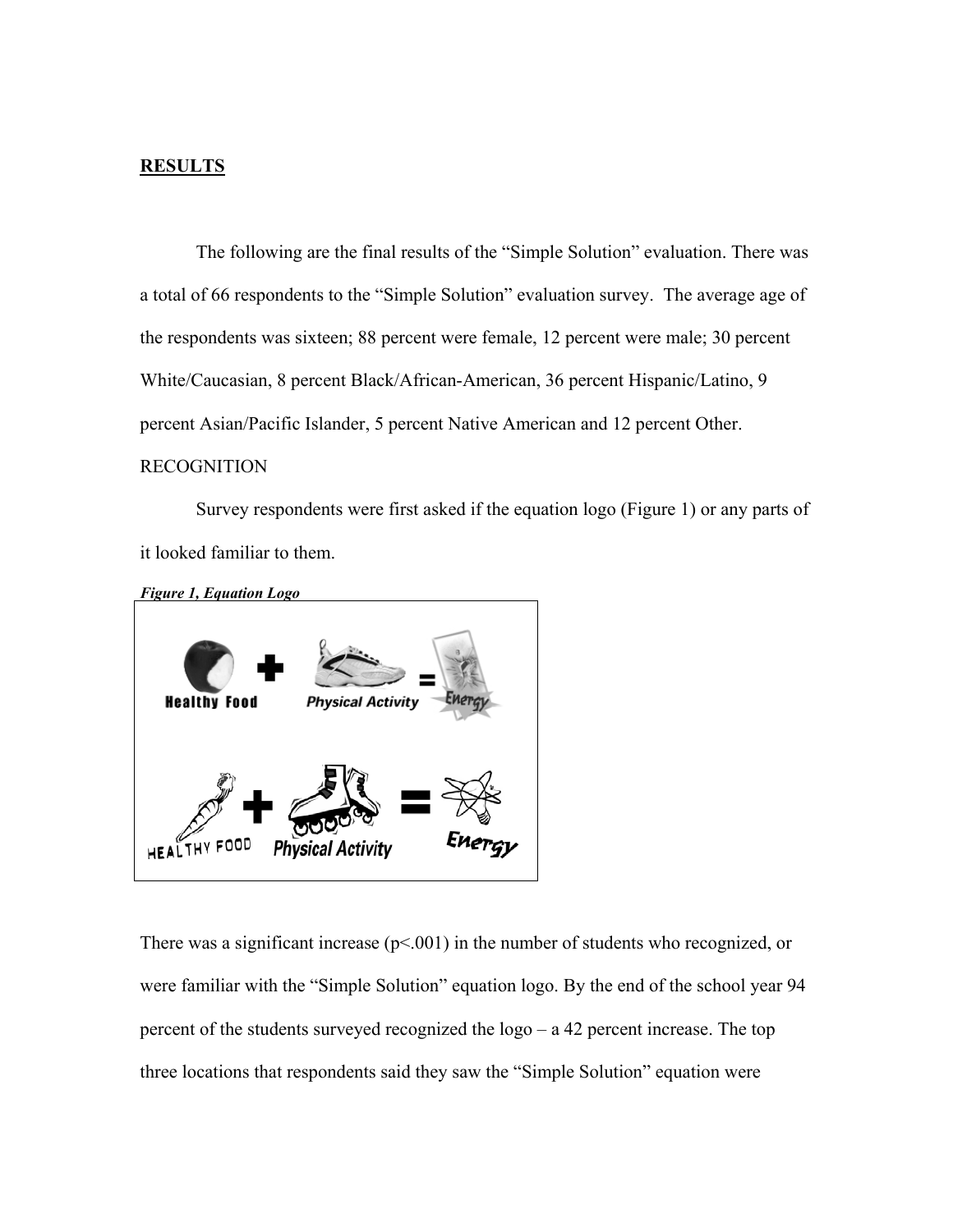## RESULTS

The following are the final results of the "Simple Solution" evaluation. There was a total of 66 respondents to the "Simple Solution" evaluation survey. The average age of the respondents was sixteen; 88 percent were female, 12 percent were male; 30 percent White/Caucasian, 8 percent Black/African-American, 36 percent Hispanic/Latino, 9 percent Asian/Pacific Islander, 5 percent Native American and 12 percent Other.

RECOGNITION

Survey respondents were first asked if the equation logo (Figure 1) or any parts of it looked familiar to them.

***Figure 1, Equation Logo***

There was a significant increase ($p<.001$) in the number of students who recognized, or were familiar with the "Simple Solution" equation logo. By the end of the school year 94 percent of the students surveyed recognized the logo – a 42 percent increase. The top three locations that respondents said they saw the "Simple Solution" equation were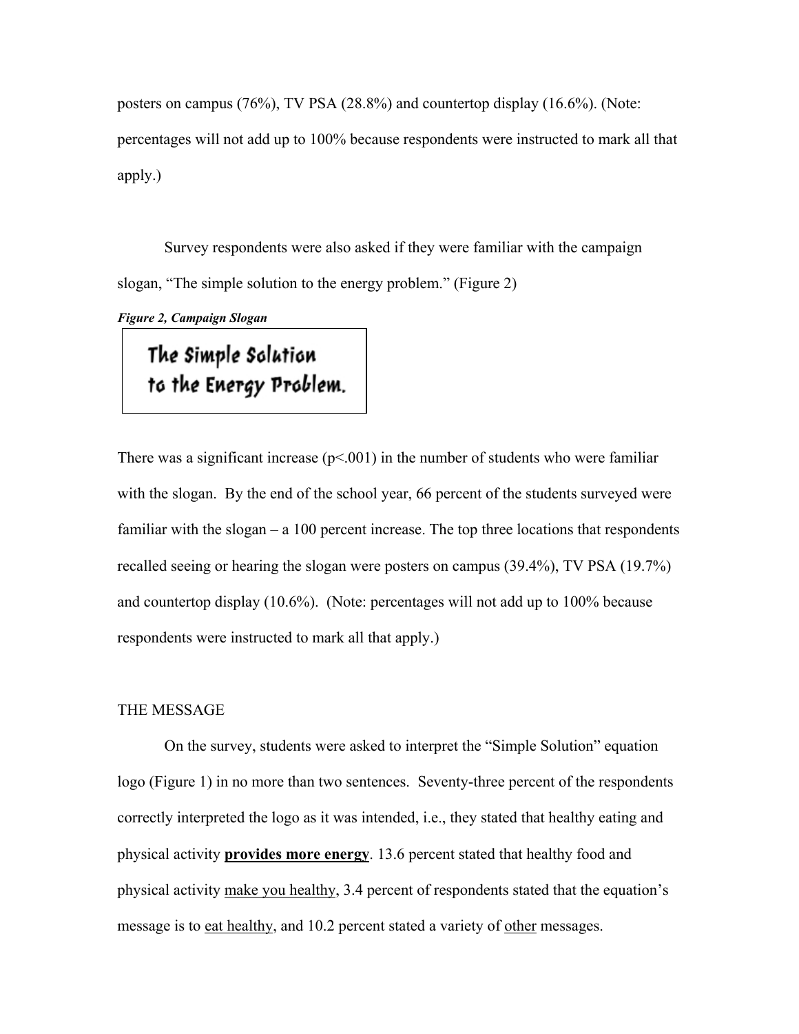posters on campus (76%), TV PSA (28.8%) and countertop display (16.6%). (Note: percentages will not add up to 100% because respondents were instructed to mark all that apply.)

Survey respondents were also asked if they were familiar with the campaign slogan, "The simple solution to the energy problem." (Figure 2)

***Figure 2, Campaign Slogan***

The Simple Solution
to the Energy Problem.

There was a significant increase ($p<.001$) in the number of students who were familiar with the slogan. By the end of the school year, 66 percent of the students surveyed were familiar with the slogan – a 100 percent increase. The top three locations that respondents recalled seeing or hearing the slogan were posters on campus (39.4%), TV PSA (19.7%) and countertop display (10.6%). (Note: percentages will not add up to 100% because respondents were instructed to mark all that apply.)

## THE MESSAGE

On the survey, students were asked to interpret the "Simple Solution" equation logo (Figure 1) in no more than two sentences. Seventy-three percent of the respondents correctly interpreted the logo as it was intended, i.e., they stated that healthy eating and physical activity <u>**provides more energy**</u>. 13.6 percent stated that healthy food and physical activity <u>make you healthy</u>, 3.4 percent of respondents stated that the equation's message is to <u>eat healthy</u>, and 10.2 percent stated a variety of <u>other</u> messages.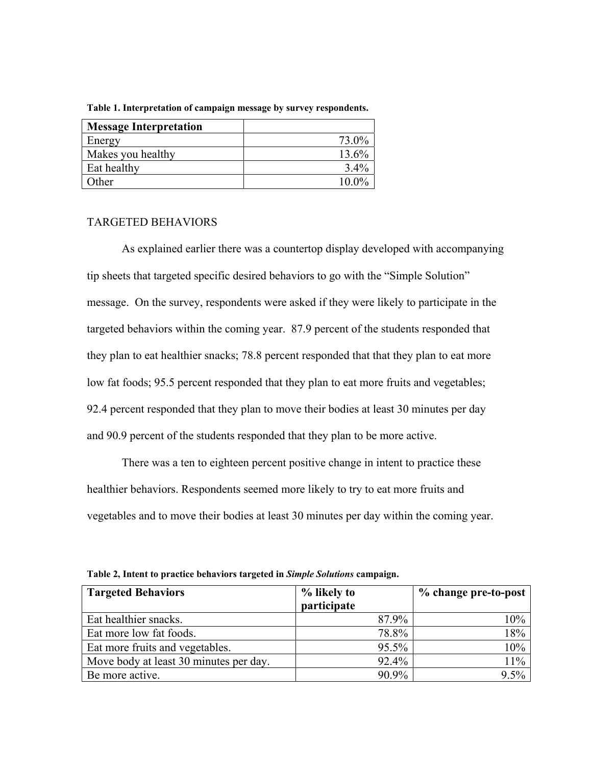**Table 1. Interpretation of campaign message by survey respondents.**

| Message Interpretation | |
|---|---|
| Energy | 73.0% |
| Makes you healthy | 13.6% |
| Eat healthy | 3.4% |
| Other | 10.0% |

TARGETED BEHAVIORS

As explained earlier there was a countertop display developed with accompanying tip sheets that targeted specific desired behaviors to go with the "Simple Solution" message. On the survey, respondents were asked if they were likely to participate in the targeted behaviors within the coming year. 87.9 percent of the students responded that they plan to eat healthier snacks; 78.8 percent responded that that they plan to eat more low fat foods; 95.5 percent responded that they plan to eat more fruits and vegetables; 92.4 percent responded that they plan to move their bodies at least 30 minutes per day and 90.9 percent of the students responded that they plan to be more active.

There was a ten to eighteen percent positive change in intent to practice these healthier behaviors. Respondents seemed more likely to try to eat more fruits and vegetables and to move their bodies at least 30 minutes per day within the coming year.

**Table 2, Intent to practice behaviors targeted in *Simple Solutions* campaign.**

| Targeted Behaviors | % likely to participate | % change pre-to-post |
|---|---|---|
| Eat healthier snacks. | 87.9% | 10% |
| Eat more low fat foods. | 78.8% | 18% |
| Eat more fruits and vegetables. | 95.5% | 10% |
| Move body at least 30 minutes per day. | 92.4% | 11% |
| Be more active. | 90.9% | 9.5% |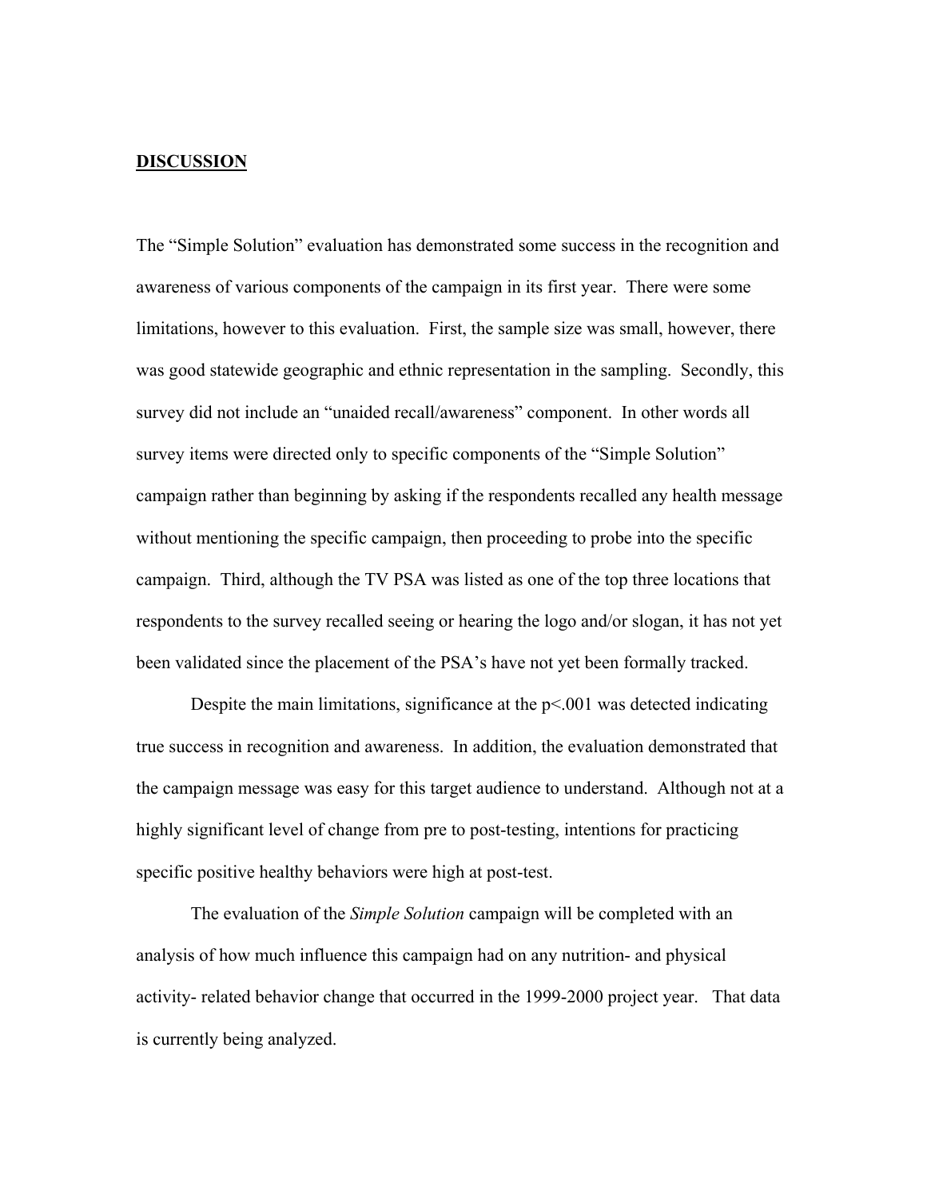## **DISCUSSION**

The "Simple Solution" evaluation has demonstrated some success in the recognition and awareness of various components of the campaign in its first year. There were some limitations, however to this evaluation. First, the sample size was small, however, there was good statewide geographic and ethnic representation in the sampling. Secondly, this survey did not include an "unaided recall/awareness" component. In other words all survey items were directed only to specific components of the "Simple Solution" campaign rather than beginning by asking if the respondents recalled any health message without mentioning the specific campaign, then proceeding to probe into the specific campaign. Third, although the TV PSA was listed as one of the top three locations that respondents to the survey recalled seeing or hearing the logo and/or slogan, it has not yet been validated since the placement of the PSA's have not yet been formally tracked.

Despite the main limitations, significance at the $p<.001$ was detected indicating true success in recognition and awareness. In addition, the evaluation demonstrated that the campaign message was easy for this target audience to understand. Although not at a highly significant level of change from pre to post-testing, intentions for practicing specific positive healthy behaviors were high at post-test.

The evaluation of the *Simple Solution* campaign will be completed with an analysis of how much influence this campaign had on any nutrition- and physical activity- related behavior change that occurred in the 1999-2000 project year. That data is currently being analyzed.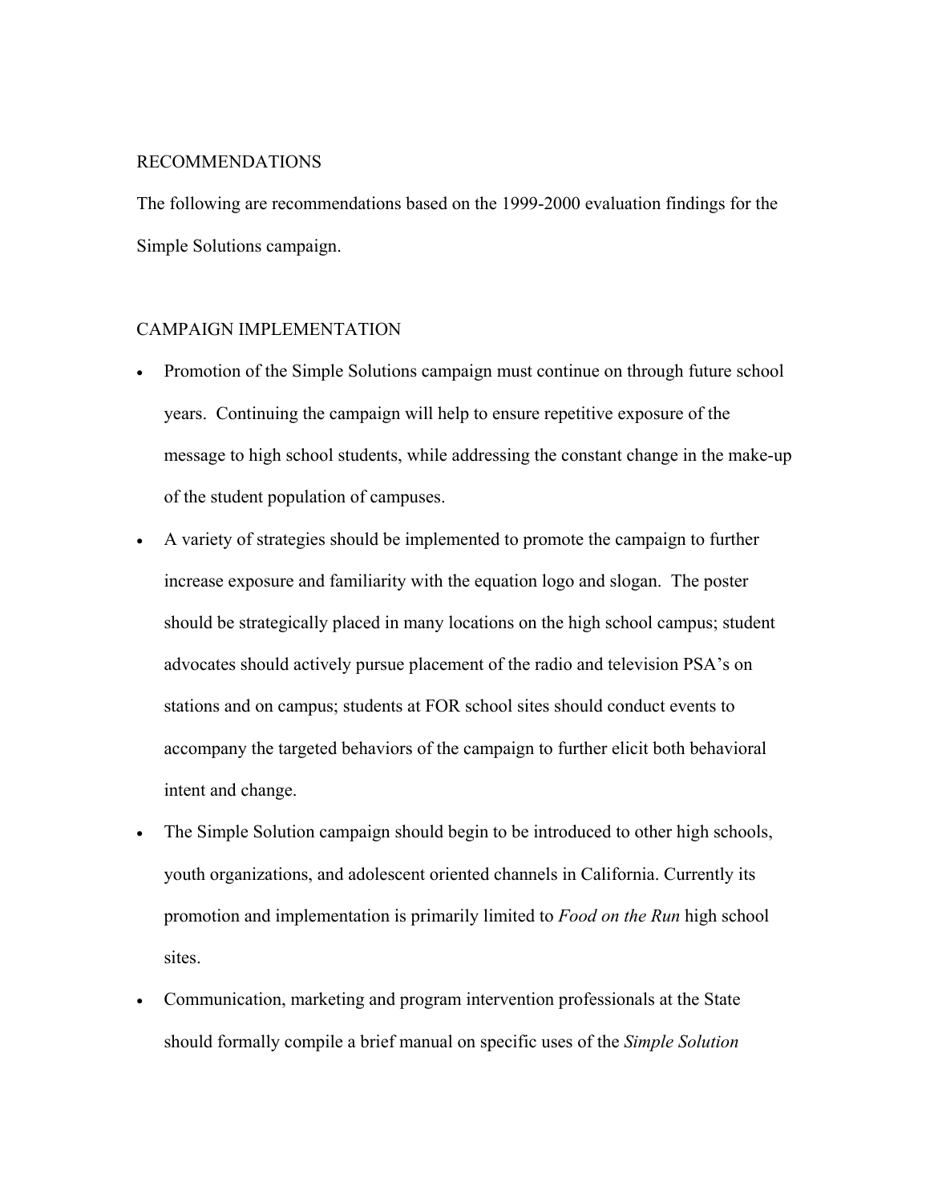## RECOMMENDATIONS

The following are recommendations based on the 1999-2000 evaluation findings for the Simple Solutions campaign.

### CAMPAIGN IMPLEMENTATION

- Promotion of the Simple Solutions campaign must continue on through future school years. Continuing the campaign will help to ensure repetitive exposure of the message to high school students, while addressing the constant change in the make-up of the student population of campuses.
- A variety of strategies should be implemented to promote the campaign to further increase exposure and familiarity with the equation logo and slogan. The poster should be strategically placed in many locations on the high school campus; student advocates should actively pursue placement of the radio and television PSA's on stations and on campus; students at FOR school sites should conduct events to accompany the targeted behaviors of the campaign to further elicit both behavioral intent and change.
- The Simple Solution campaign should begin to be introduced to other high schools, youth organizations, and adolescent oriented channels in California. Currently its promotion and implementation is primarily limited to *Food on the Run* high school sites.
- Communication, marketing and program intervention professionals at the State should formally compile a brief manual on specific uses of the *Simple Solution*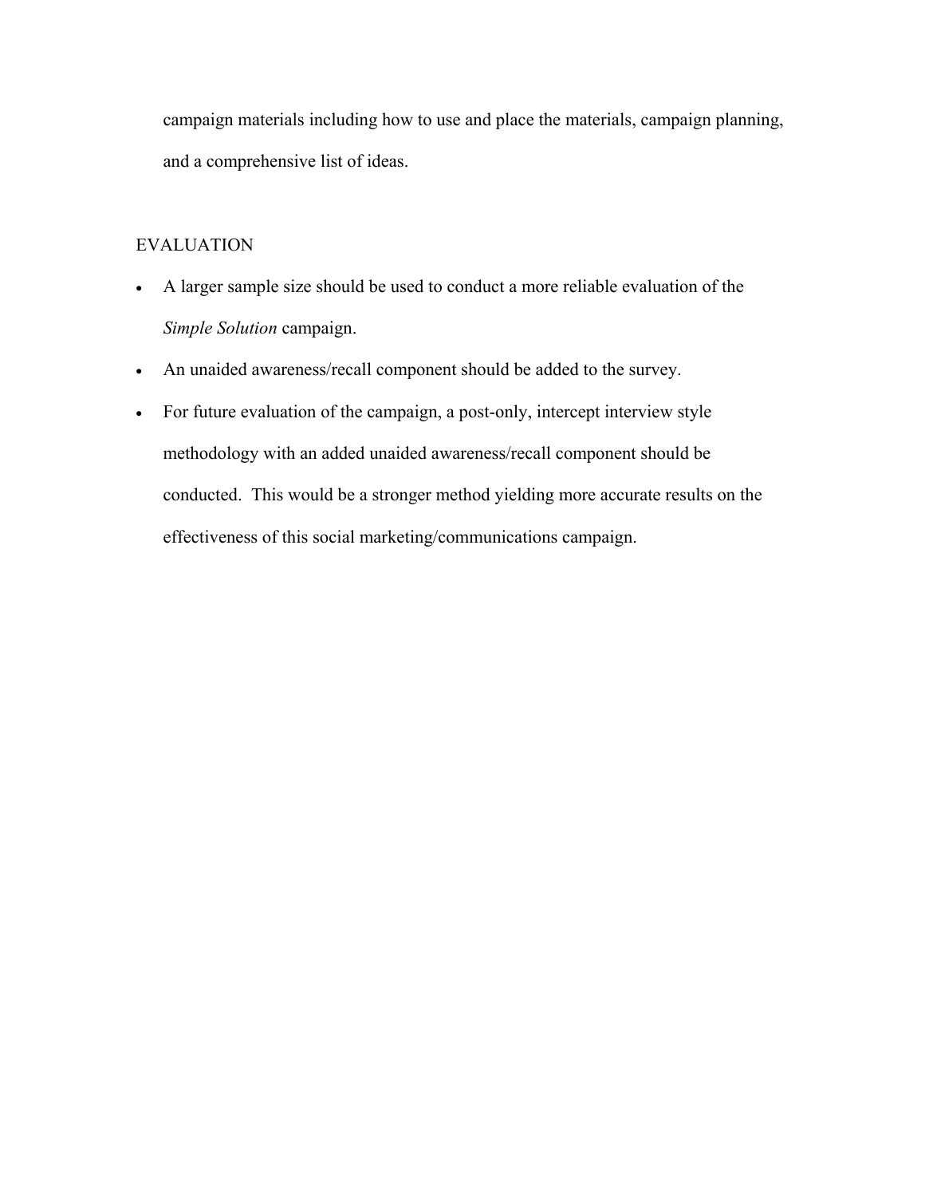campaign materials including how to use and place the materials, campaign planning, and a comprehensive list of ideas.

## EVALUATION

- A larger sample size should be used to conduct a more reliable evaluation of the *Simple Solution* campaign.
- An unaided awareness/recall component should be added to the survey.
- For future evaluation of the campaign, a post-only, intercept interview style methodology with an added unaided awareness/recall component should be conducted. This would be a stronger method yielding more accurate results on the effectiveness of this social marketing/communications campaign.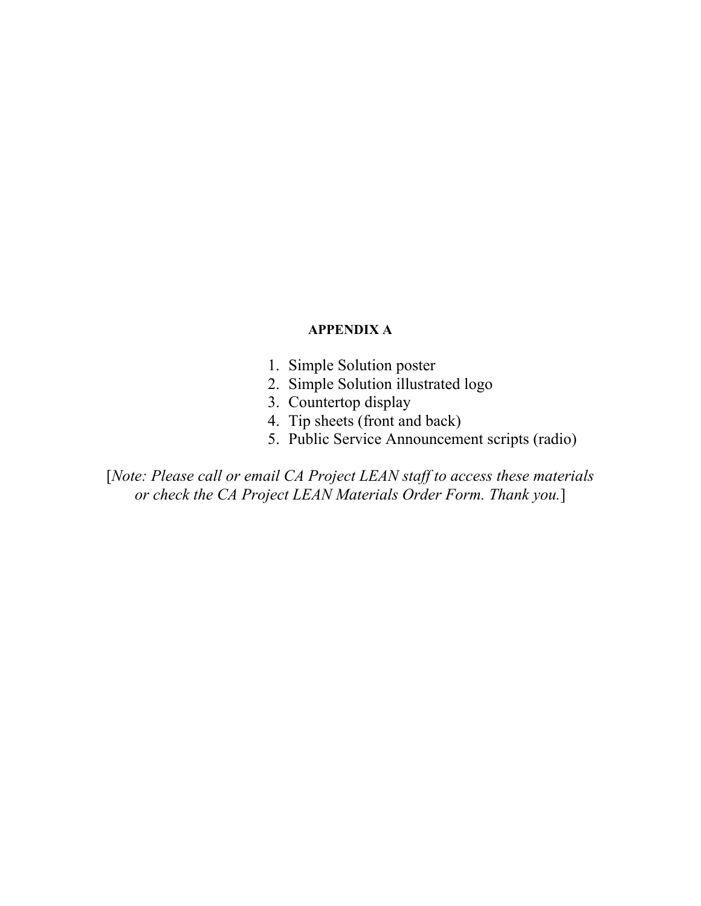## APPENDIX A

1. Simple Solution poster
2. Simple Solution illustrated logo
3. Countertop display
4. Tip sheets (front and back)
5. Public Service Announcement scripts (radio)

[*Note: Please call or email CA Project LEAN staff to access these materials or check the CA Project LEAN Materials Order Form. Thank you.*]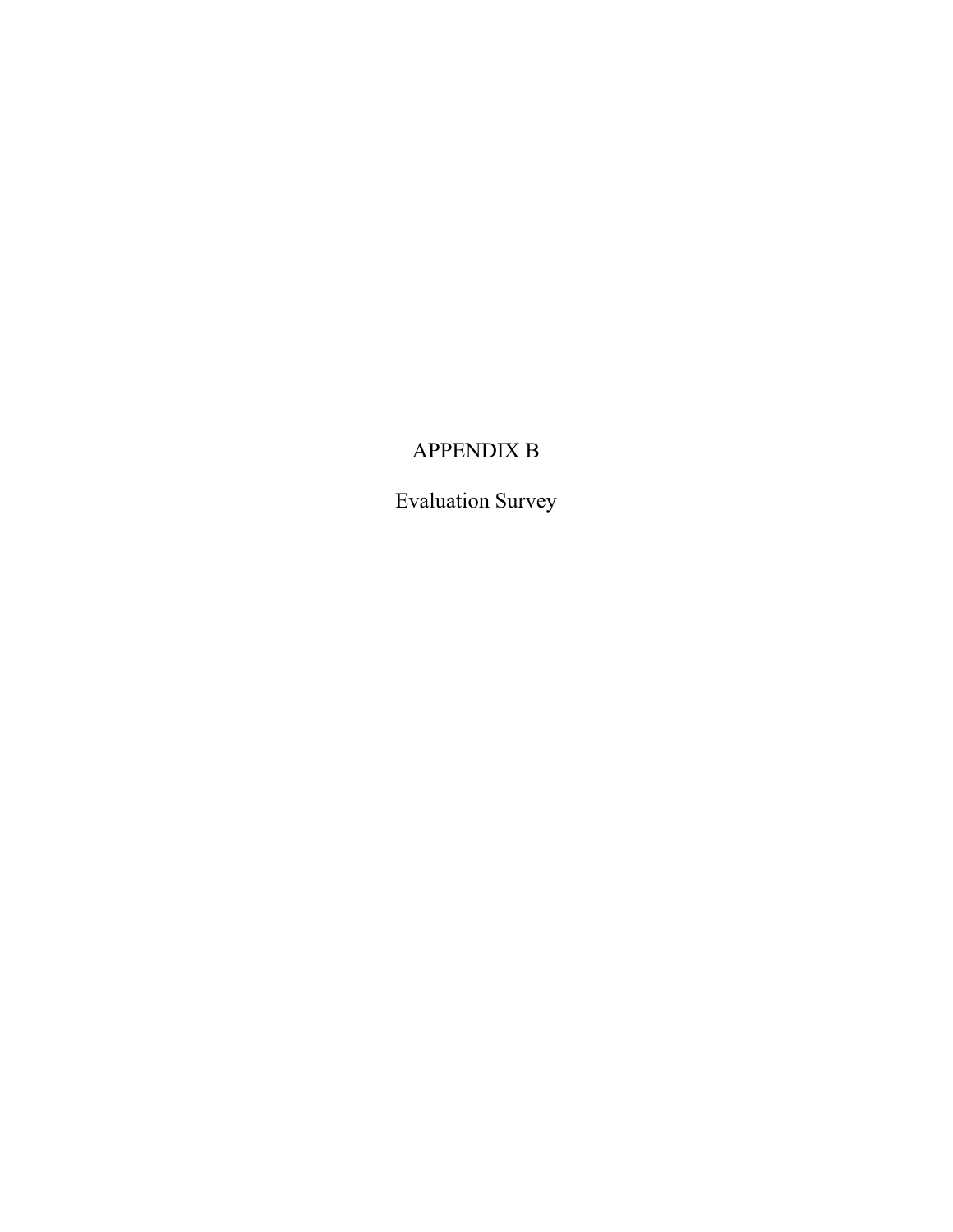# APPENDIX B

## Evaluation Survey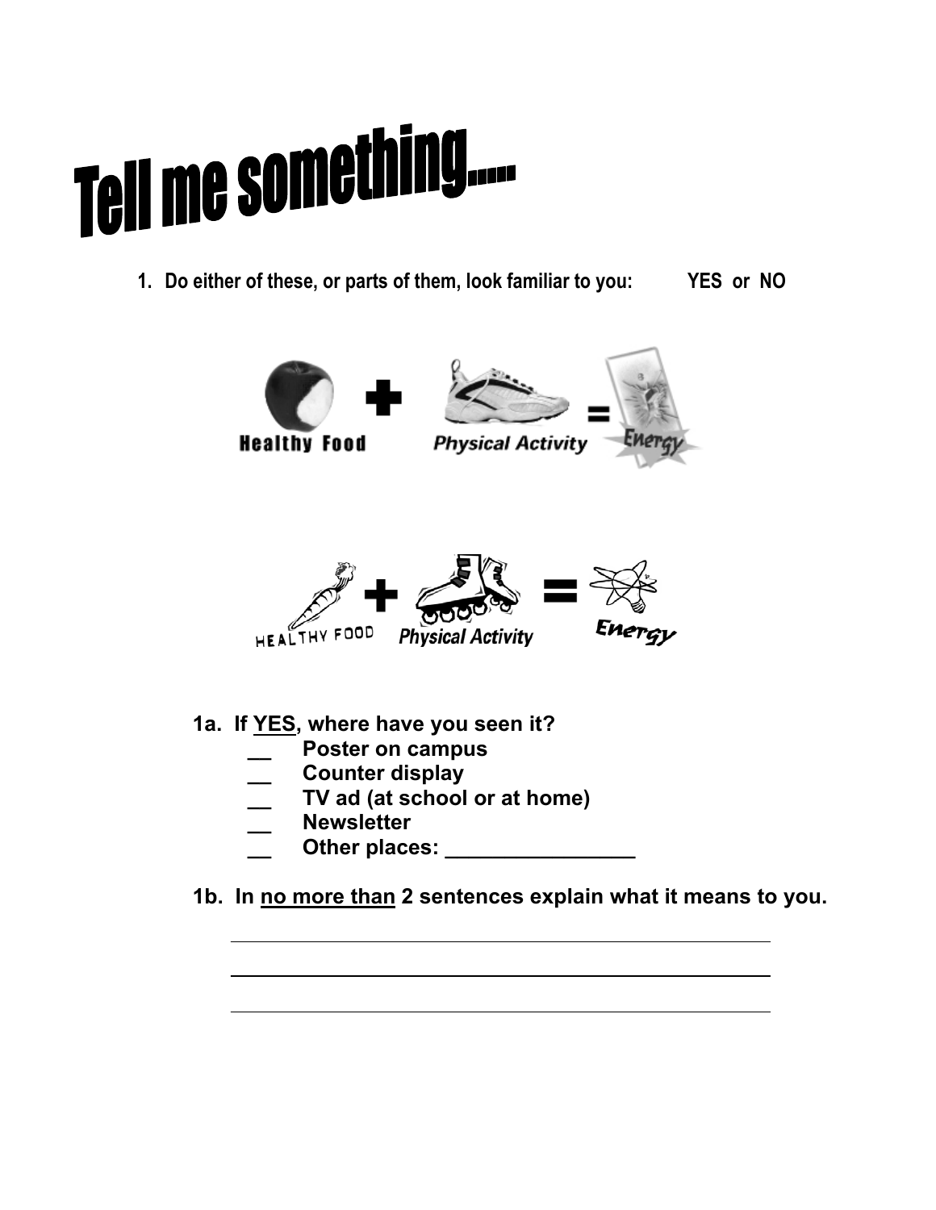# Tell me something.....

1. **Do either of these, or parts of them, look familiar to you: YES or NO**

Healthy Food + Physical Activity = Energy

HEALTHY FOOD + Physical Activity = Energy

**1a. If YES, where have you seen it?**

- __ Poster on campus
- __ Counter display
- __ TV ad (at school or at home)
- __ Newsletter
- __ Other places: ________________

**1b. In no more than 2 sentences explain what it means to you.**

______________________________________________

______________________________________________

______________________________________________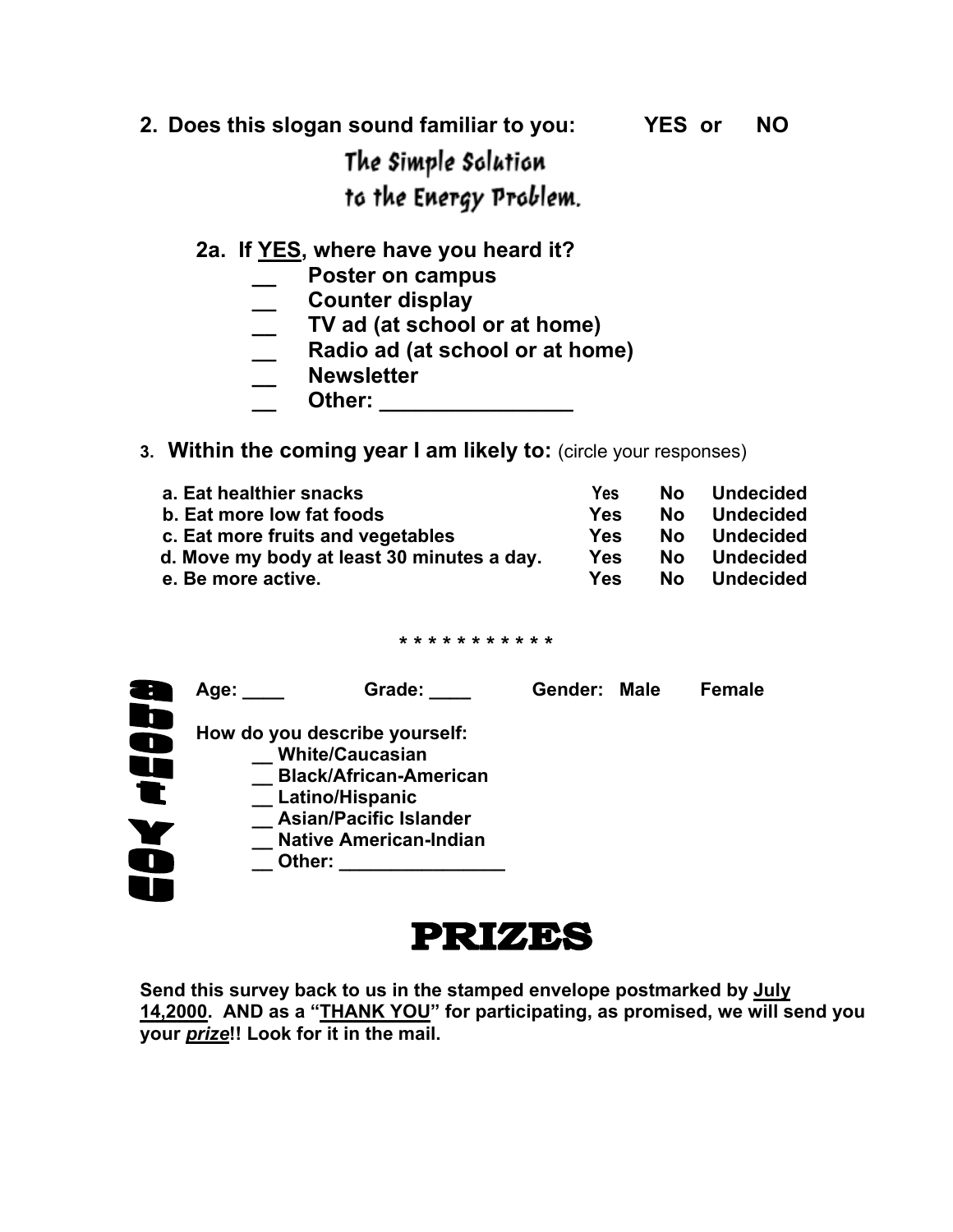**2. Does this slogan sound familiar to you: YES or NO**

The Simple Solution
to the Energy Problem.

**2a. If YES, where have you heard it?**

- __ Poster on campus
- __ Counter display
- __ TV ad (at school or at home)
- __ Radio ad (at school or at home)
- __ Newsletter
- __ Other: ________________

**3. Within the coming year I am likely to:** (circle your responses)

| | | | |
|---|---|---|---|
| **a. Eat healthier snacks** | **Yes** | **No** | **Undecided** |
| **b. Eat more low fat foods** | **Yes** | **No** | **Undecided** |
| **c. Eat more fruits and vegetables** | **Yes** | **No** | **Undecided** |
| **d. Move my body at least 30 minutes a day.** | **Yes** | **No** | **Undecided** |
| **e. Be more active.** | **Yes** | **No** | **Undecided** |

* * * * * * * * * * * *

**about you**

**Age: ____ Grade: ____ Gender: Male Female**

**How do you describe yourself:**

- __ White/Caucasian
- __ Black/African-American
- __ Latino/Hispanic
- __ Asian/Pacific Islander
- __ Native American-Indian
- __ Other: ________________

# PRIZES

**Send this survey back to us in the stamped envelope postmarked by July 14,2000. AND as a "THANK YOU" for participating, as promised, we will send you your *prize*!! Look for it in the mail.**